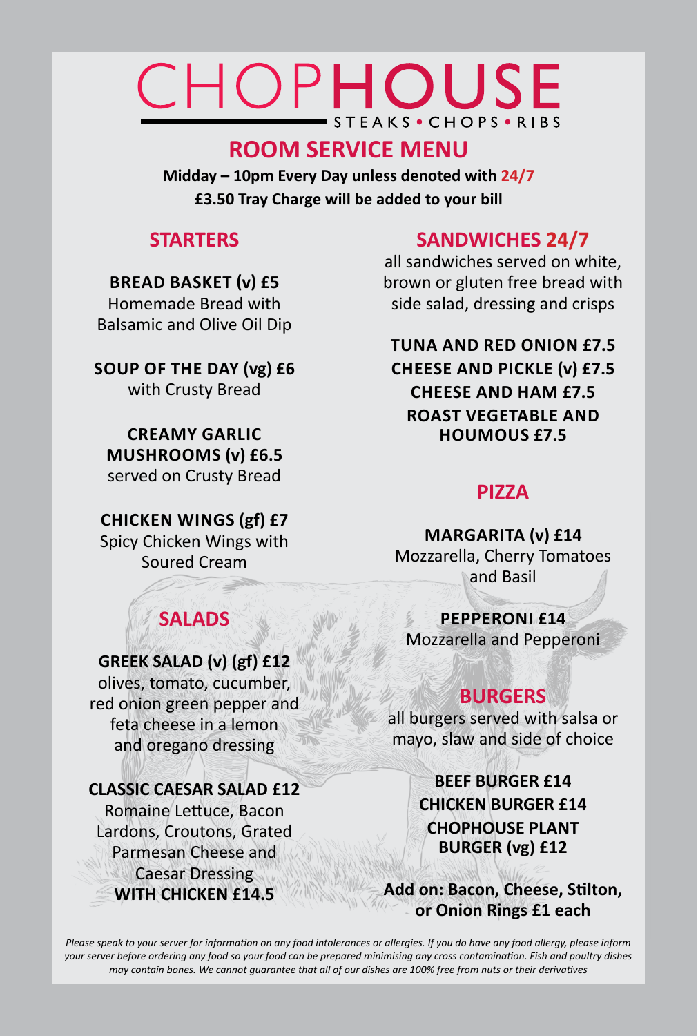# CHOPHOUSE

STEAKS • CHOPS • RIBS

## ROOM SERVICE MENU

**Midday – 10pm Every Day unless denoted with 24/7**

**£3.50 Tray Charge will be added to your bill**

## STARTERS

**BREAD BASKET (v) £5**
Homemade Bread with Balsamic and Olive Oil Dip

**SOUP OF THE DAY (vg) £6**
with Crusty Bread

**CREAMY GARLIC MUSHROOMS (v) £6.5**
served on Crusty Bread

**CHICKEN WINGS (gf) £7**
Spicy Chicken Wings with Soured Cream

## SALADS

**GREEK SALAD (v) (gf) £12**
olives, tomato, cucumber, red onion green pepper and feta cheese in a lemon and oregano dressing

**CLASSIC CAESAR SALAD £12**
Romaine Lettuce, Bacon Lardons, Croutons, Grated Parmesan Cheese and Caesar Dressing
**WITH CHICKEN £14.5**

## SANDWICHES 24/7

all sandwiches served on white, brown or gluten free bread with side salad, dressing and crisps

**TUNA AND RED ONION £7.5**
**CHEESE AND PICKLE (v) £7.5**
**CHEESE AND HAM £7.5**
**ROAST VEGETABLE AND HOUMOUS £7.5**

## PIZZA

**MARGARITA (v) £14**
Mozzarella, Cherry Tomatoes and Basil

**PEPPERONI £14**
Mozzarella and Pepperoni

## BURGERS

all burgers served with salsa or mayo, slaw and side of choice

**BEEF BURGER £14**
**CHICKEN BURGER £14**
**CHOPHOUSE PLANT BURGER (vg) £12**

**Add on: Bacon, Cheese, Stilton, or Onion Rings £1 each**

*Please speak to your server for information on any food intolerances or allergies. If you do have any food allergy, please inform your server before ordering any food so your food can be prepared minimising any cross contamination. Fish and poultry dishes may contain bones. We cannot guarantee that all of our dishes are 100% free from nuts or their derivatives*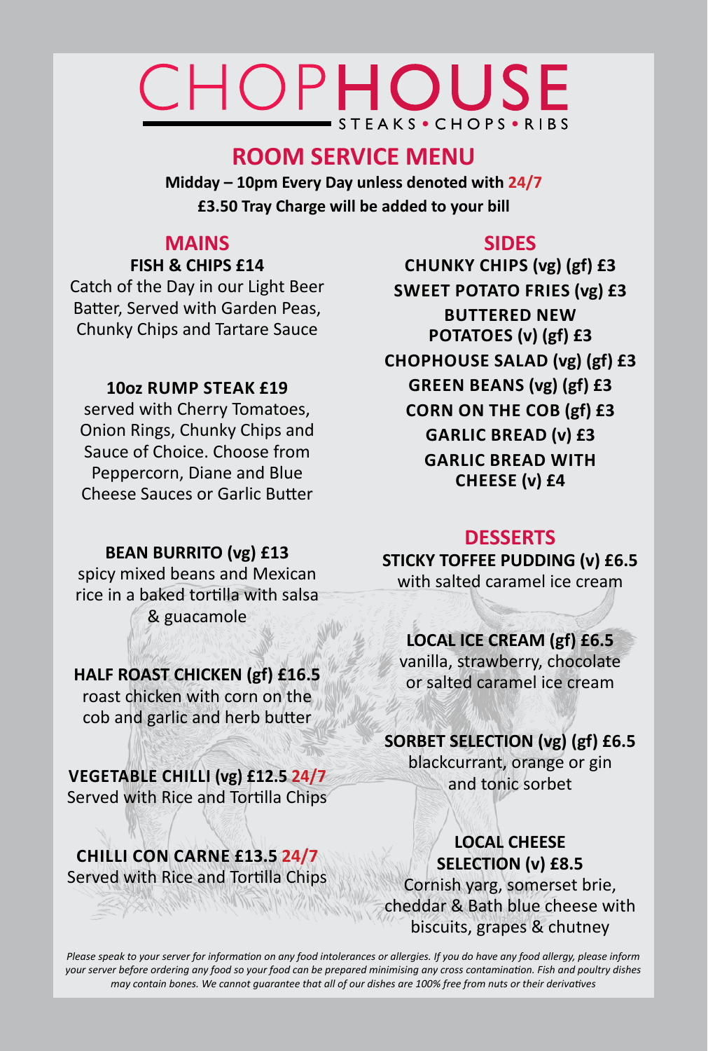# CHOPHOUSE

STEAKS • CHOPS • RIBS

## ROOM SERVICE MENU

**Midday – 10pm Every Day unless denoted with 24/7**

**£3.50 Tray Charge will be added to your bill**

### MAINS

**FISH & CHIPS £14**

Catch of the Day in our Light Beer Batter, Served with Garden Peas, Chunky Chips and Tartare Sauce

**10oz RUMP STEAK £19**

served with Cherry Tomatoes, Onion Rings, Chunky Chips and Sauce of Choice. Choose from Peppercorn, Diane and Blue Cheese Sauces or Garlic Butter

**BEAN BURRITO (vg) £13**

spicy mixed beans and Mexican rice in a baked tortilla with salsa & guacamole

**HALF ROAST CHICKEN (gf) £16.5**

roast chicken with corn on the cob and garlic and herb butter

**VEGETABLE CHILLI (vg) £12.5 24/7**

Served with Rice and Tortilla Chips

**CHILLI CON CARNE £13.5 24/7**

Served with Rice and Tortilla Chips

### SIDES

**CHUNKY CHIPS (vg) (gf) £3**

**SWEET POTATO FRIES (vg) £3**

**BUTTERED NEW POTATOES (v) (gf) £3**

**CHOPHOUSE SALAD (vg) (gf) £3**

**GREEN BEANS (vg) (gf) £3**

**CORN ON THE COB (gf) £3**

**GARLIC BREAD (v) £3**

**GARLIC BREAD WITH CHEESE (v) £4**

### DESSERTS

**STICKY TOFFEE PUDDING (v) £6.5**

with salted caramel ice cream

**LOCAL ICE CREAM (gf) £6.5**

vanilla, strawberry, chocolate or salted caramel ice cream

**SORBET SELECTION (vg) (gf) £6.5**

blackcurrant, orange or gin and tonic sorbet

**LOCAL CHEESE SELECTION (v) £8.5**

Cornish yarg, somerset brie, cheddar & Bath blue cheese with biscuits, grapes & chutney

*Please speak to your server for information on any food intolerances or allergies. If you do have any food allergy, please inform your server before ordering any food so your food can be prepared minimising any cross contamination. Fish and poultry dishes may contain bones. We cannot guarantee that all of our dishes are 100% free from nuts or their derivatives*